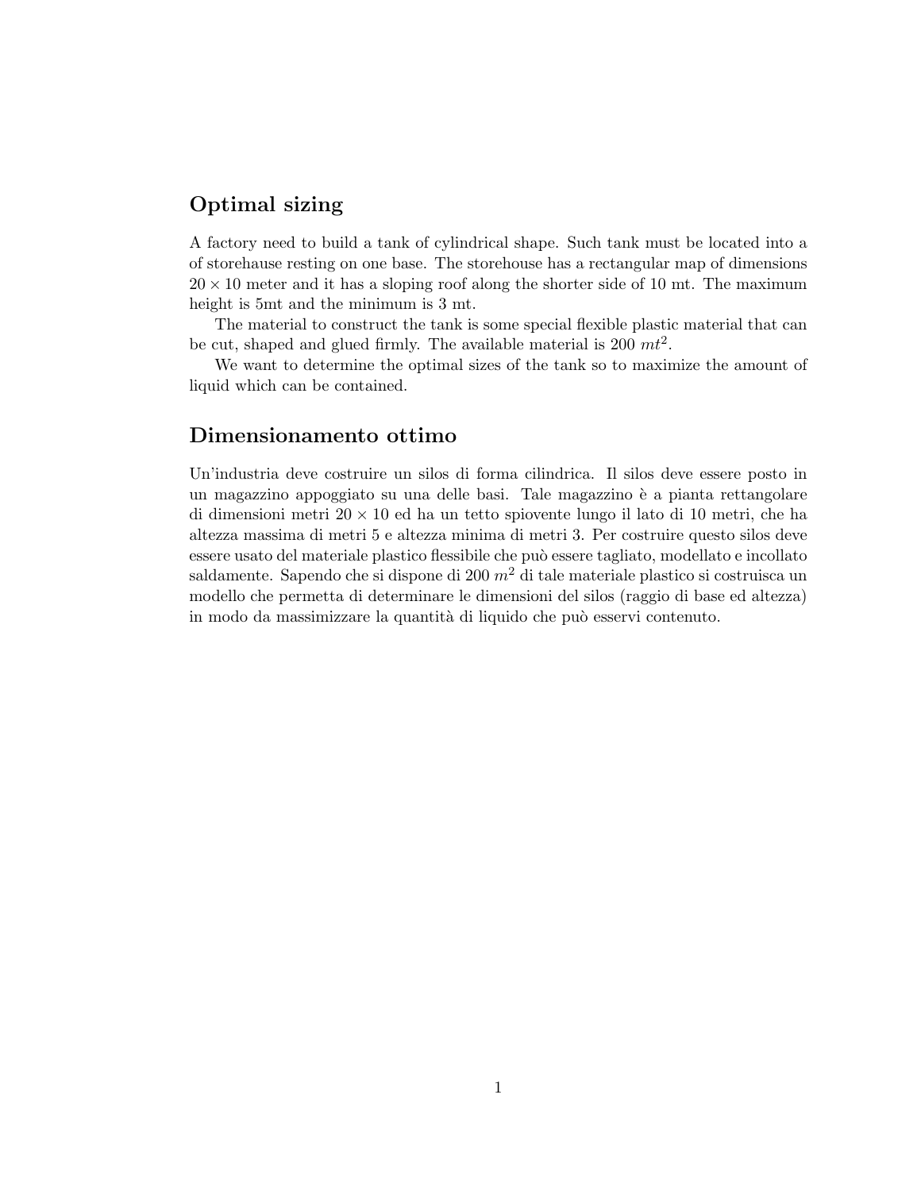## Optimal sizing

A factory need to build a tank of cylindrical shape. Such tank must be located into a of storehause resting on one base. The storehouse has a rectangular map of dimensions $20 \times 10$ meter and it has a sloping roof along the shorter side of 10 mt. The maximum height is 5mt and the minimum is 3 mt.

The material to construct the tank is some special flexible plastic material that can be cut, shaped and glued firmly. The available material is 200 $mt^2$.

We want to determine the optimal sizes of the tank so to maximize the amount of liquid which can be contained.

## Dimensionamento ottimo

Un'industria deve costruire un silos di forma cilindrica. Il silos deve essere posto in un magazzino appoggiato su una delle basi. Tale magazzino è a pianta rettangolare di dimensioni metri $20 \times 10$ ed ha un tetto spiovente lungo il lato di 10 metri, che ha altezza massima di metri 5 e altezza minima di metri 3. Per costruire questo silos deve essere usato del materiale plastico flessibile che può essere tagliato, modellato e incollato saldamente. Sapendo che si dispone di 200 $m^2$ di tale materiale plastico si costruisca un modello che permetta di determinare le dimensioni del silos (raggio di base ed altezza) in modo da massimizzare la quantità di liquido che può esservi contenuto.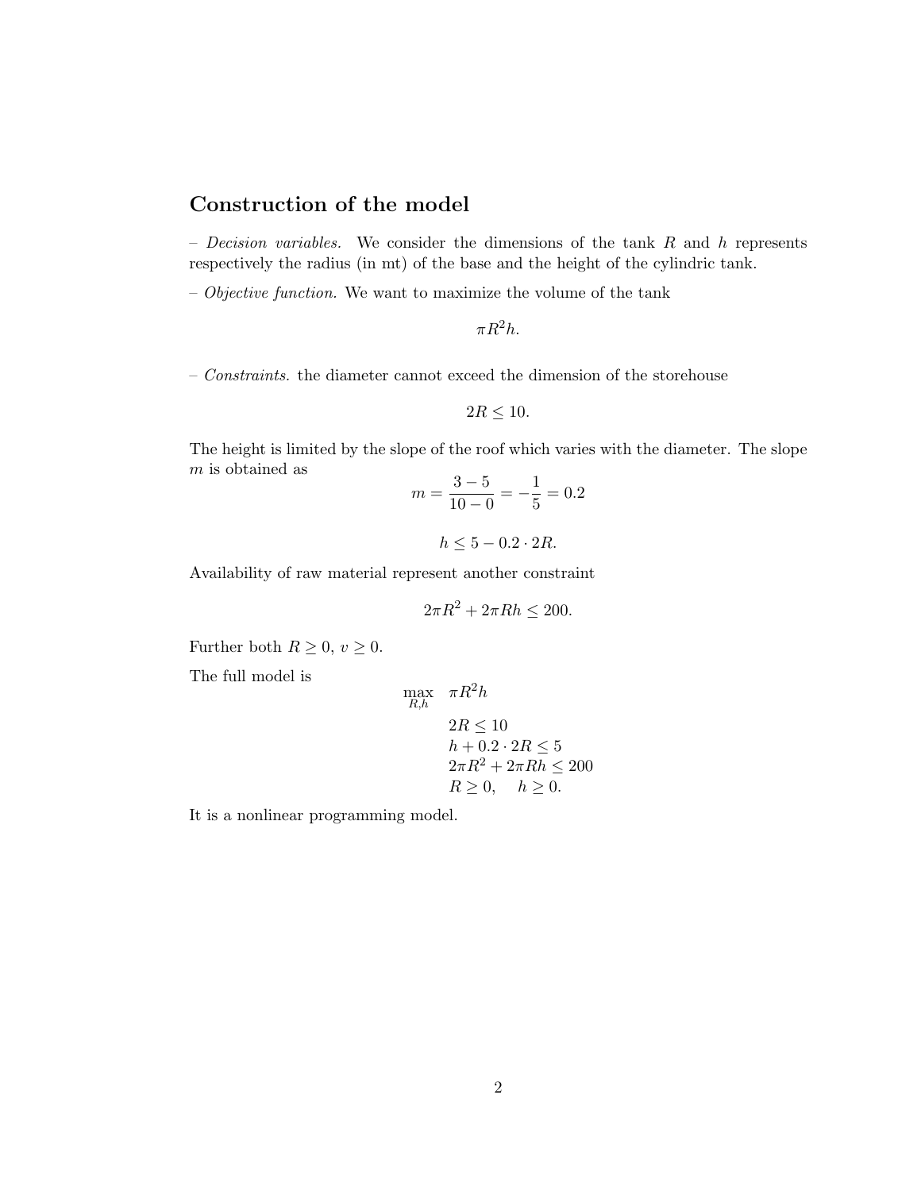## Construction of the model

– *Decision variables.* We consider the dimensions of the tank $R$ and $h$ represents respectively the radius (in mt) of the base and the height of the cylindric tank.

– *Objective function.* We want to maximize the volume of the tank

$$\pi R^2 h.$$

– *Constraints.* the diameter cannot exceed the dimension of the storehouse

$$2R \leq 10.$$

The height is limited by the slope of the roof which varies with the diameter. The slope $m$ is obtained as

$$m = \frac{3-5}{10-0} = -\frac{1}{5} = 0.2$$

$$h \leq 5 - 0.2 \cdot 2R.$$

Availability of raw material represent another constraint

$$2\pi R^2 + 2\pi R h \leq 200.$$

Further both $R \geq 0$, $v \geq 0$.

The full model is

$$
\begin{aligned}
\max_{R,h} \quad & \pi R^2 h \\
& 2R \leq 10 \\
& h + 0.2 \cdot 2R \leq 5 \\
& 2\pi R^2 + 2\pi R h \leq 200 \\
& R \geq 0, \quad h \geq 0.
\end{aligned}
$$

It is a nonlinear programming model.